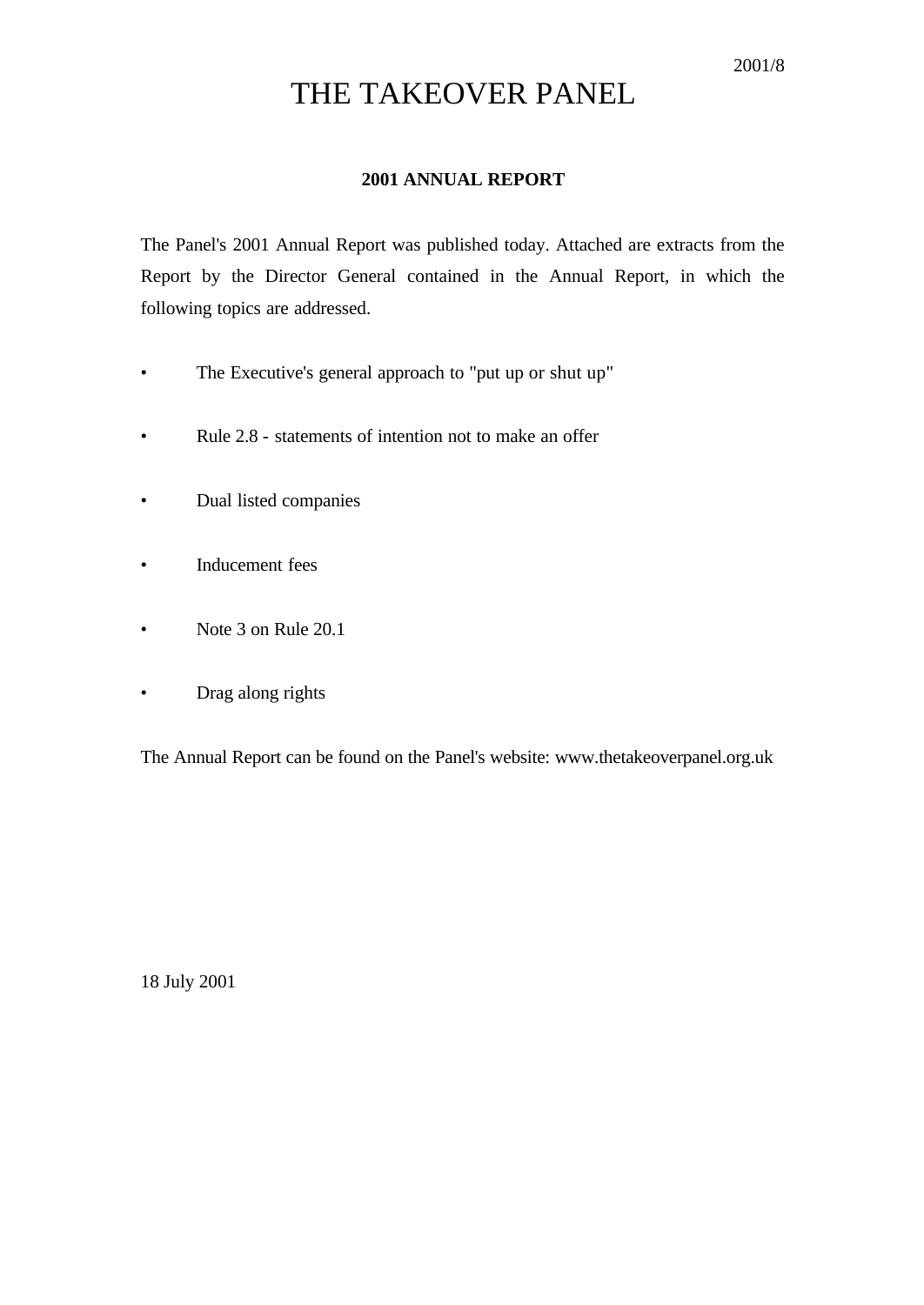2001/8

# THE TAKEOVER PANEL

## 2001 ANNUAL REPORT

The Panel's 2001 Annual Report was published today. Attached are extracts from the Report by the Director General contained in the Annual Report, in which the following topics are addressed.

- The Executive's general approach to "put up or shut up"
- Rule 2.8 - statements of intention not to make an offer
- Dual listed companies
- Inducement fees
- Note 3 on Rule 20.1
- Drag along rights

The Annual Report can be found on the Panel's website: www.thetakeoverpanel.org.uk

18 July 2001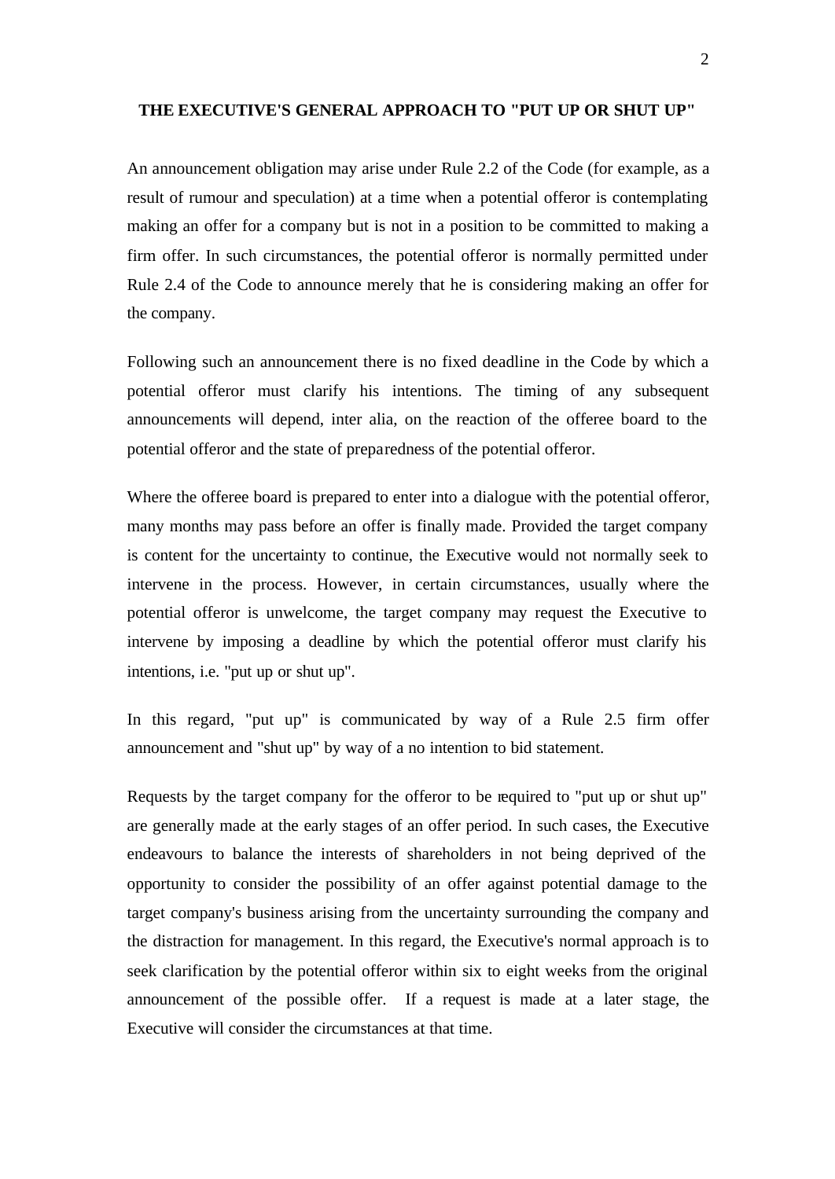## THE EXECUTIVE'S GENERAL APPROACH TO "PUT UP OR SHUT UP"

An announcement obligation may arise under Rule 2.2 of the Code (for example, as a result of rumour and speculation) at a time when a potential offeror is contemplating making an offer for a company but is not in a position to be committed to making a firm offer. In such circumstances, the potential offeror is normally permitted under Rule 2.4 of the Code to announce merely that he is considering making an offer for the company.

Following such an announcement there is no fixed deadline in the Code by which a potential offeror must clarify his intentions. The timing of any subsequent announcements will depend, inter alia, on the reaction of the offeree board to the potential offeror and the state of preparedness of the potential offeror.

Where the offeree board is prepared to enter into a dialogue with the potential offeror, many months may pass before an offer is finally made. Provided the target company is content for the uncertainty to continue, the Executive would not normally seek to intervene in the process. However, in certain circumstances, usually where the potential offeror is unwelcome, the target company may request the Executive to intervene by imposing a deadline by which the potential offeror must clarify his intentions, i.e. "put up or shut up".

In this regard, "put up" is communicated by way of a Rule 2.5 firm offer announcement and "shut up" by way of a no intention to bid statement.

Requests by the target company for the offeror to be required to "put up or shut up" are generally made at the early stages of an offer period. In such cases, the Executive endeavours to balance the interests of shareholders in not being deprived of the opportunity to consider the possibility of an offer against potential damage to the target company's business arising from the uncertainty surrounding the company and the distraction for management. In this regard, the Executive's normal approach is to seek clarification by the potential offeror within six to eight weeks from the original announcement of the possible offer. If a request is made at a later stage, the Executive will consider the circumstances at that time.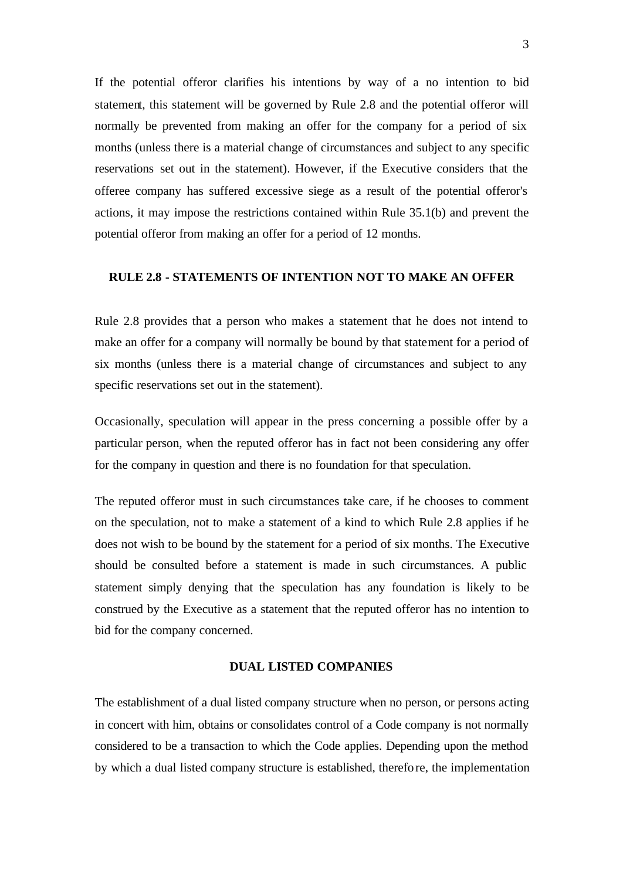If the potential offeror clarifies his intentions by way of a no intention to bid statement, this statement will be governed by Rule 2.8 and the potential offeror will normally be prevented from making an offer for the company for a period of six months (unless there is a material change of circumstances and subject to any specific reservations set out in the statement). However, if the Executive considers that the offeree company has suffered excessive siege as a result of the potential offeror's actions, it may impose the restrictions contained within Rule 35.1(b) and prevent the potential offeror from making an offer for a period of 12 months.

## RULE 2.8 - STATEMENTS OF INTENTION NOT TO MAKE AN OFFER

Rule 2.8 provides that a person who makes a statement that he does not intend to make an offer for a company will normally be bound by that statement for a period of six months (unless there is a material change of circumstances and subject to any specific reservations set out in the statement).

Occasionally, speculation will appear in the press concerning a possible offer by a particular person, when the reputed offeror has in fact not been considering any offer for the company in question and there is no foundation for that speculation.

The reputed offeror must in such circumstances take care, if he chooses to comment on the speculation, not to make a statement of a kind to which Rule 2.8 applies if he does not wish to be bound by the statement for a period of six months. The Executive should be consulted before a statement is made in such circumstances. A public statement simply denying that the speculation has any foundation is likely to be construed by the Executive as a statement that the reputed offeror has no intention to bid for the company concerned.

## DUAL LISTED COMPANIES

The establishment of a dual listed company structure when no person, or persons acting in concert with him, obtains or consolidates control of a Code company is not normally considered to be a transaction to which the Code applies. Depending upon the method by which a dual listed company structure is established, therefore, the implementation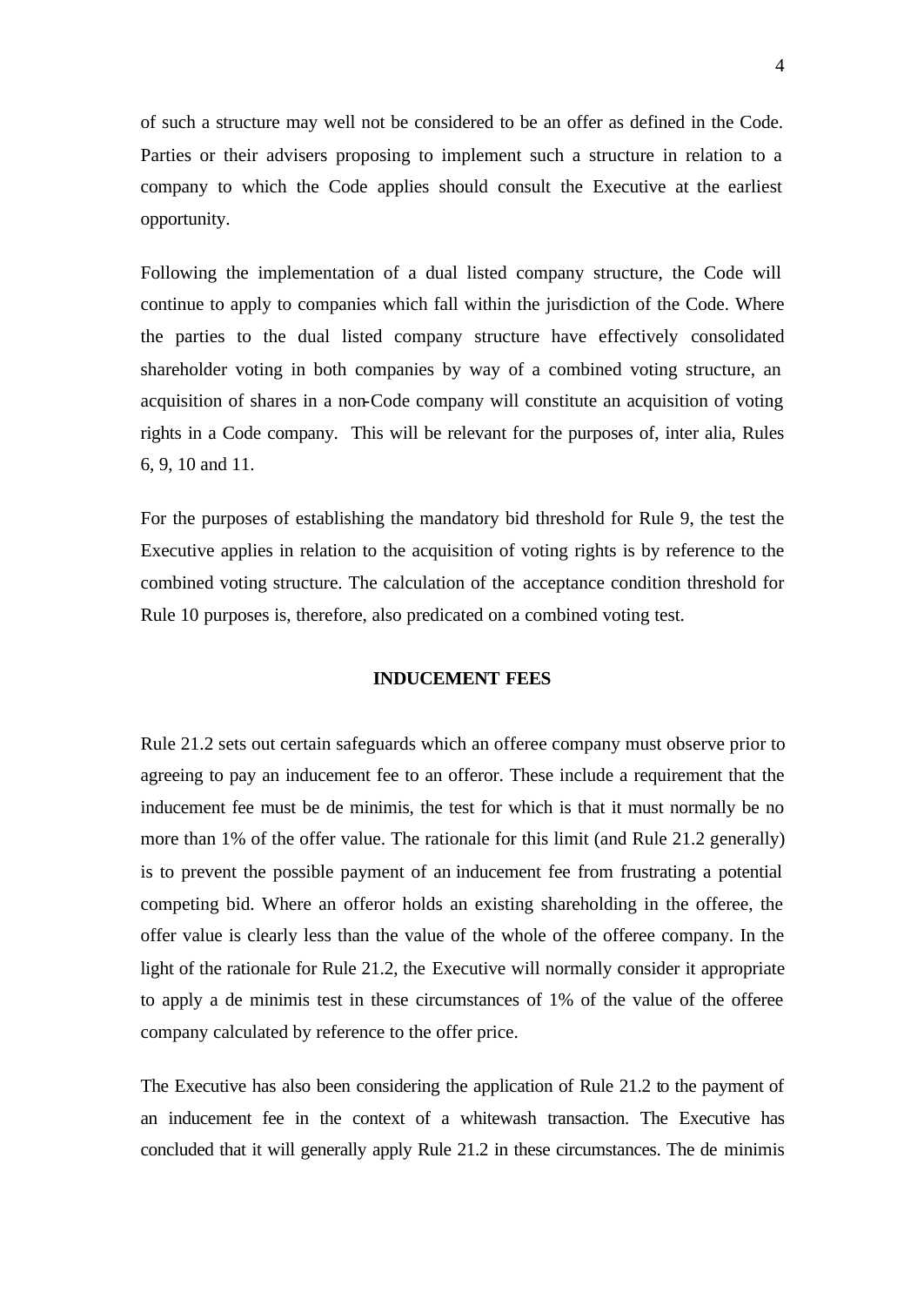of such a structure may well not be considered to be an offer as defined in the Code. Parties or their advisers proposing to implement such a structure in relation to a company to which the Code applies should consult the Executive at the earliest opportunity.

Following the implementation of a dual listed company structure, the Code will continue to apply to companies which fall within the jurisdiction of the Code. Where the parties to the dual listed company structure have effectively consolidated shareholder voting in both companies by way of a combined voting structure, an acquisition of shares in a non-Code company will constitute an acquisition of voting rights in a Code company. This will be relevant for the purposes of, inter alia, Rules 6, 9, 10 and 11.

For the purposes of establishing the mandatory bid threshold for Rule 9, the test the Executive applies in relation to the acquisition of voting rights is by reference to the combined voting structure. The calculation of the acceptance condition threshold for Rule 10 purposes is, therefore, also predicated on a combined voting test.

## INDUCEMENT FEES

Rule 21.2 sets out certain safeguards which an offeree company must observe prior to agreeing to pay an inducement fee to an offeror. These include a requirement that the inducement fee must be de minimis, the test for which is that it must normally be no more than 1% of the offer value. The rationale for this limit (and Rule 21.2 generally) is to prevent the possible payment of an inducement fee from frustrating a potential competing bid. Where an offeror holds an existing shareholding in the offeree, the offer value is clearly less than the value of the whole of the offeree company. In the light of the rationale for Rule 21.2, the Executive will normally consider it appropriate to apply a de minimis test in these circumstances of 1% of the value of the offeree company calculated by reference to the offer price.

The Executive has also been considering the application of Rule 21.2 to the payment of an inducement fee in the context of a whitewash transaction. The Executive has concluded that it will generally apply Rule 21.2 in these circumstances. The de minimis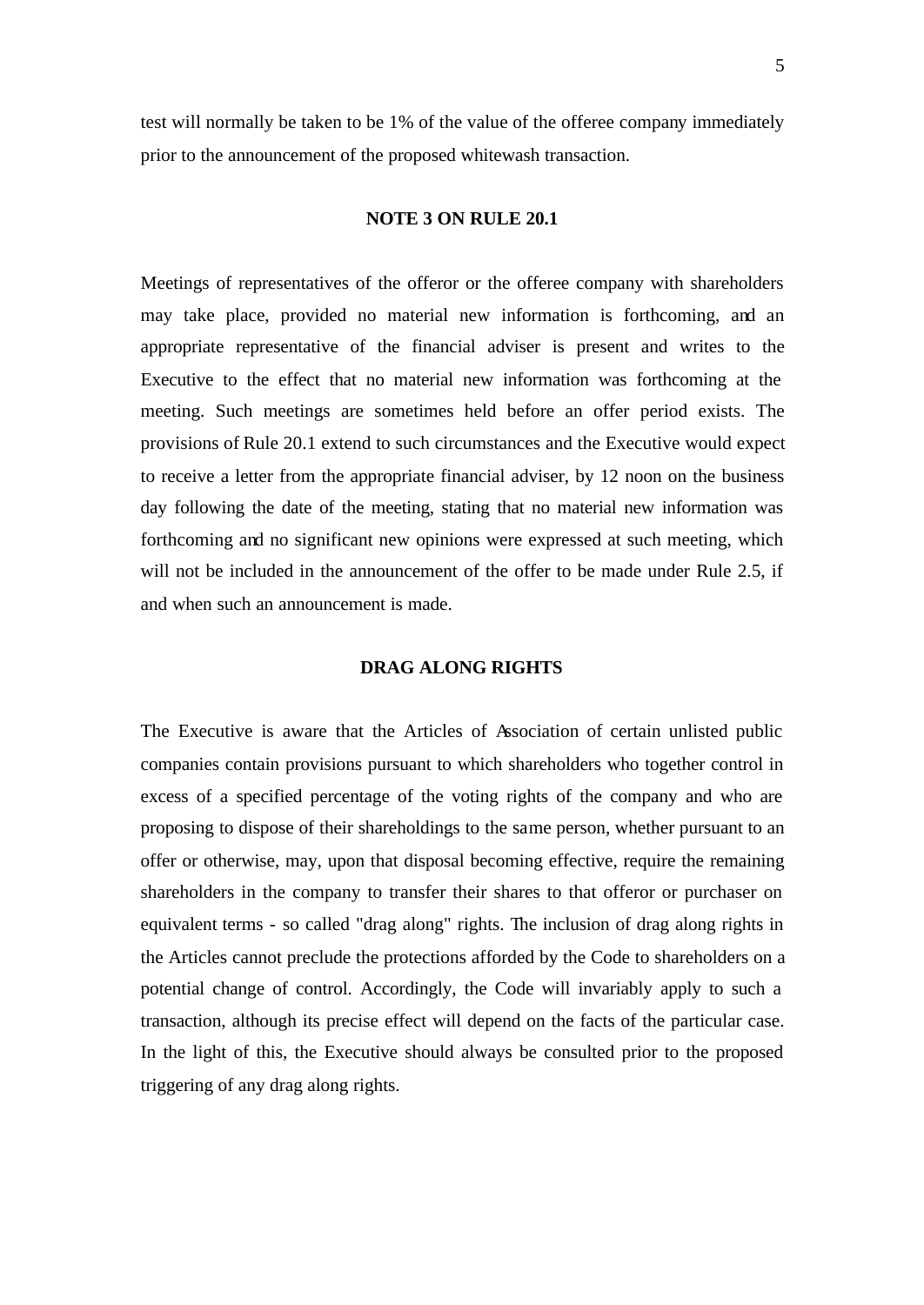test will normally be taken to be 1% of the value of the offeree company immediately prior to the announcement of the proposed whitewash transaction.

## NOTE 3 ON RULE 20.1

Meetings of representatives of the offeror or the offeree company with shareholders may take place, provided no material new information is forthcoming, and an appropriate representative of the financial adviser is present and writes to the Executive to the effect that no material new information was forthcoming at the meeting. Such meetings are sometimes held before an offer period exists. The provisions of Rule 20.1 extend to such circumstances and the Executive would expect to receive a letter from the appropriate financial adviser, by 12 noon on the business day following the date of the meeting, stating that no material new information was forthcoming and no significant new opinions were expressed at such meeting, which will not be included in the announcement of the offer to be made under Rule 2.5, if and when such an announcement is made.

## DRAG ALONG RIGHTS

The Executive is aware that the Articles of Association of certain unlisted public companies contain provisions pursuant to which shareholders who together control in excess of a specified percentage of the voting rights of the company and who are proposing to dispose of their shareholdings to the same person, whether pursuant to an offer or otherwise, may, upon that disposal becoming effective, require the remaining shareholders in the company to transfer their shares to that offeror or purchaser on equivalent terms - so called "drag along" rights. The inclusion of drag along rights in the Articles cannot preclude the protections afforded by the Code to shareholders on a potential change of control. Accordingly, the Code will invariably apply to such a transaction, although its precise effect will depend on the facts of the particular case. In the light of this, the Executive should always be consulted prior to the proposed triggering of any drag along rights.